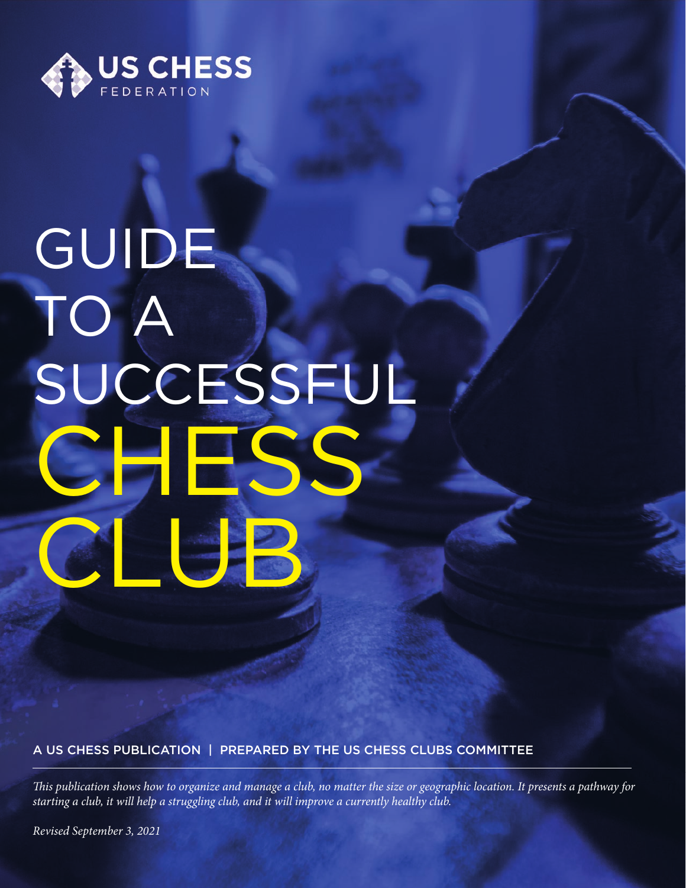US CHESS FEDERATION

# GUIDE TO A SUCCESSFUL CHESS CLUB

A US CHESS PUBLICATION | PREPARED BY THE US CHESS CLUBS COMMITTEE

*This publication shows how to organize and manage a club, no matter the size or geographic location. It presents a pathway for starting a club, it will help a struggling club, and it will improve a currently healthy club.*

*Revised September 3, 2021*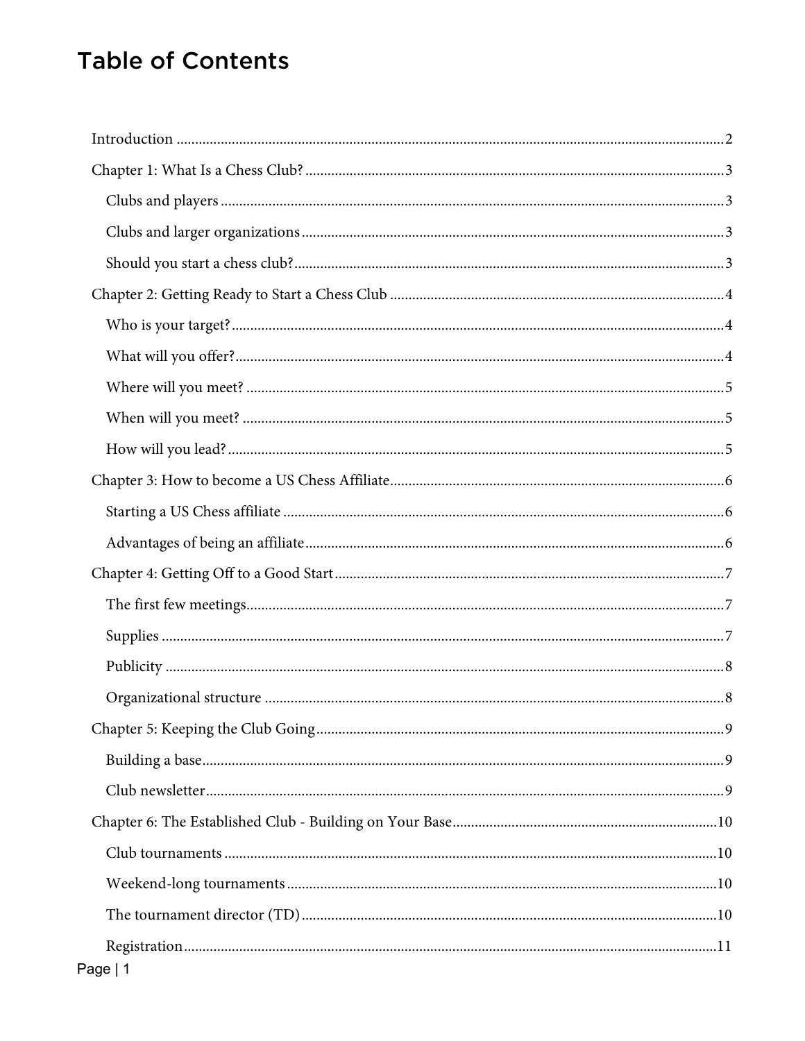# Table of Contents

- Introduction ........ 2
- Chapter 1: What Is a Chess Club? ........ 3
  - Clubs and players ........ 3
  - Clubs and larger organizations ........ 3
  - Should you start a chess club? ........ 3
- Chapter 2: Getting Ready to Start a Chess Club ........ 4
  - Who is your target? ........ 4
  - What will you offer? ........ 4
  - Where will you meet? ........ 5
  - When will you meet? ........ 5
  - How will you lead? ........ 5
- Chapter 3: How to become a US Chess Affiliate ........ 6
  - Starting a US Chess affiliate ........ 6
  - Advantages of being an affiliate ........ 6
- Chapter 4: Getting Off to a Good Start ........ 7
  - The first few meetings ........ 7
  - Supplies ........ 7
  - Publicity ........ 8
  - Organizational structure ........ 8
- Chapter 5: Keeping the Club Going ........ 9
  - Building a base ........ 9
  - Club newsletter ........ 9
- Chapter 6: The Established Club - Building on Your Base ........ 10
  - Club tournaments ........ 10
  - Weekend-long tournaments ........ 10
  - The tournament director (TD) ........ 10
  - Registration ........ 11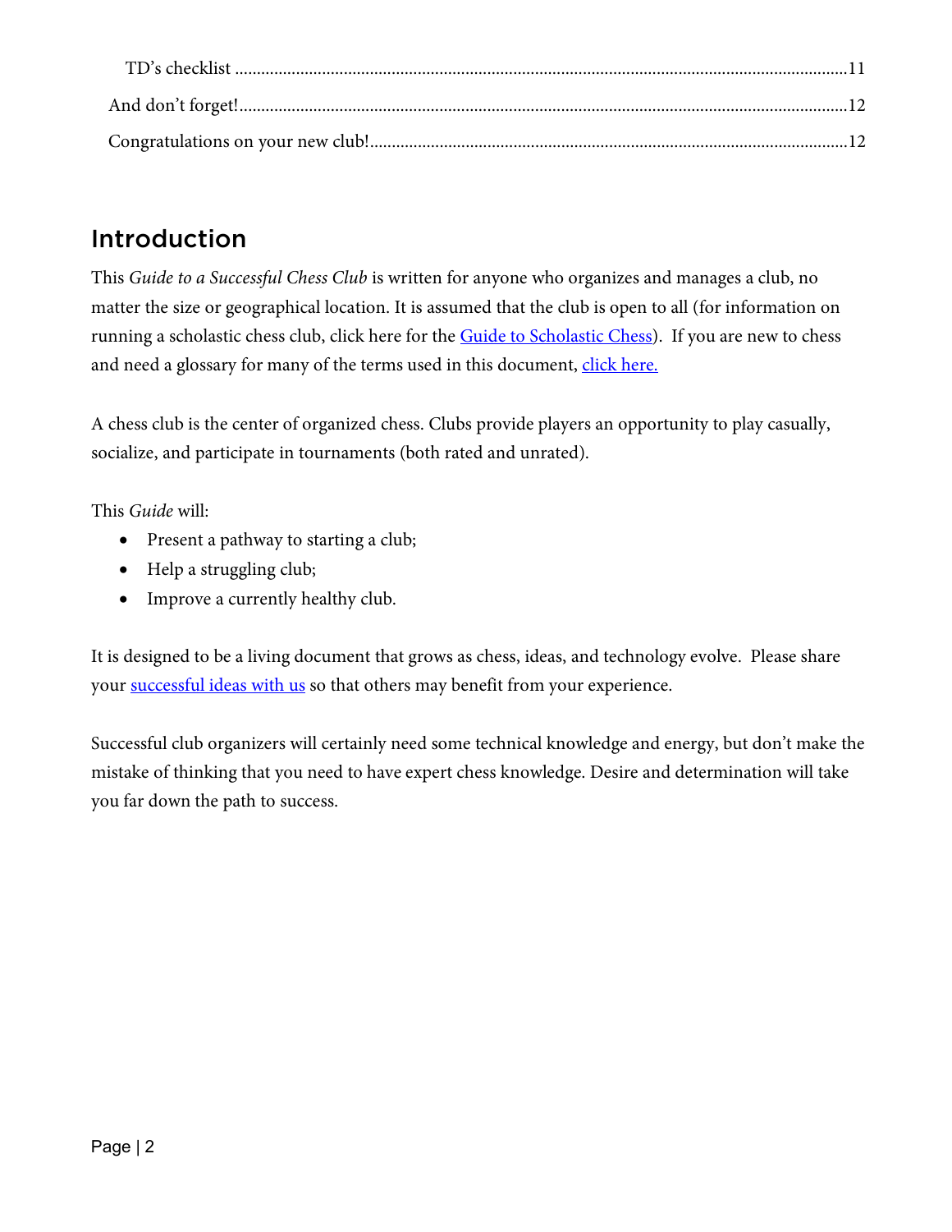TD's checklist ..........11

And don't forget! ..........12

Congratulations on your new club! ..........12

## Introduction

This *Guide to a Successful Chess Club* is written for anyone who organizes and manages a club, no matter the size or geographical location. It is assumed that the club is open to all (for information on running a scholastic chess club, click here for the Guide to Scholastic Chess). If you are new to chess and need a glossary for many of the terms used in this document, click here.

A chess club is the center of organized chess. Clubs provide players an opportunity to play casually, socialize, and participate in tournaments (both rated and unrated).

This *Guide* will:

- Present a pathway to starting a club;
- Help a struggling club;
- Improve a currently healthy club.

It is designed to be a living document that grows as chess, ideas, and technology evolve. Please share your successful ideas with us so that others may benefit from your experience.

Successful club organizers will certainly need some technical knowledge and energy, but don't make the mistake of thinking that you need to have expert chess knowledge. Desire and determination will take you far down the path to success.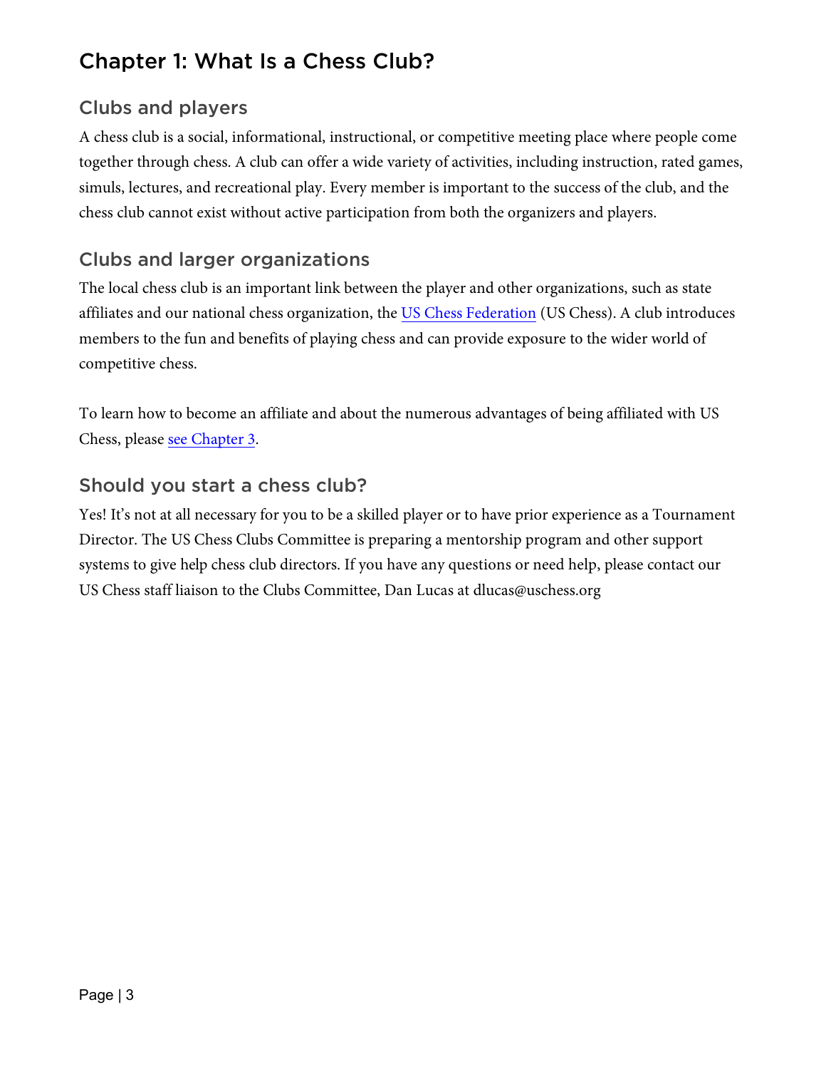# Chapter 1: What Is a Chess Club?

## Clubs and players

A chess club is a social, informational, instructional, or competitive meeting place where people come together through chess. A club can offer a wide variety of activities, including instruction, rated games, simuls, lectures, and recreational play. Every member is important to the success of the club, and the chess club cannot exist without active participation from both the organizers and players.

## Clubs and larger organizations

The local chess club is an important link between the player and other organizations, such as state affiliates and our national chess organization, the US Chess Federation (US Chess). A club introduces members to the fun and benefits of playing chess and can provide exposure to the wider world of competitive chess.

To learn how to become an affiliate and about the numerous advantages of being affiliated with US Chess, please see Chapter 3.

## Should you start a chess club?

Yes! It's not at all necessary for you to be a skilled player or to have prior experience as a Tournament Director. The US Chess Clubs Committee is preparing a mentorship program and other support systems to give help chess club directors. If you have any questions or need help, please contact our US Chess staff liaison to the Clubs Committee, Dan Lucas at dlucas@uschess.org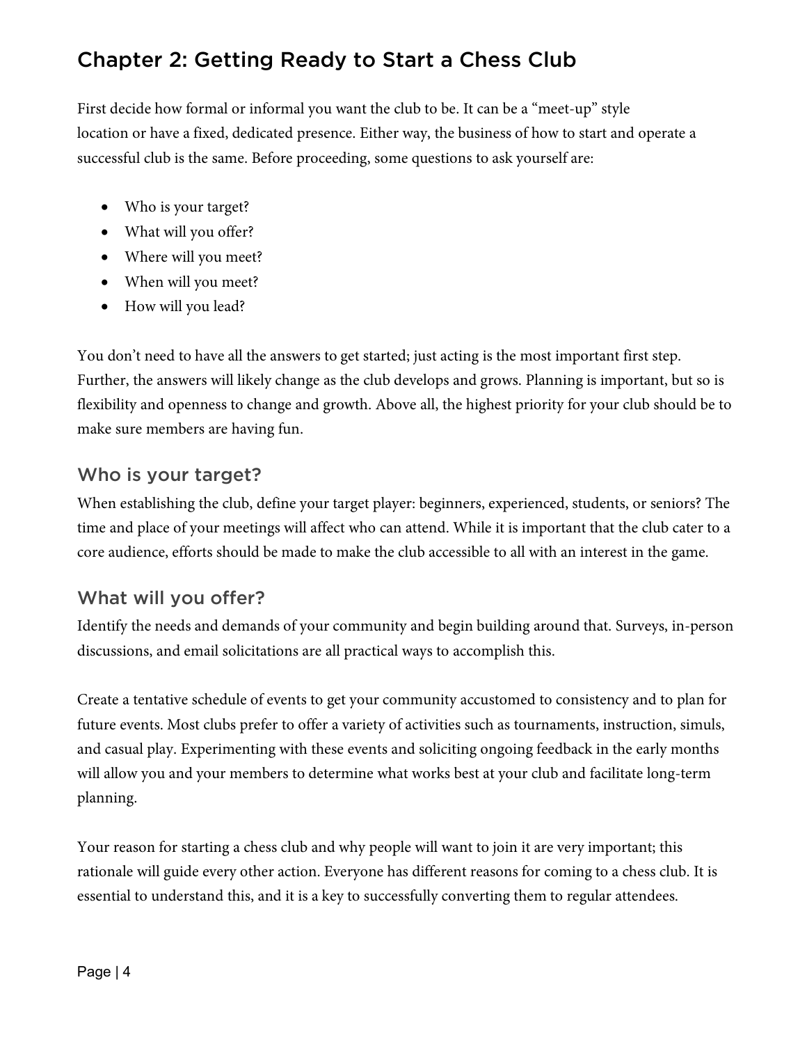## Chapter 2: Getting Ready to Start a Chess Club

First decide how formal or informal you want the club to be. It can be a "meet-up" style location or have a fixed, dedicated presence. Either way, the business of how to start and operate a successful club is the same. Before proceeding, some questions to ask yourself are:

- Who is your target?
- What will you offer?
- Where will you meet?
- When will you meet?
- How will you lead?

You don't need to have all the answers to get started; just acting is the most important first step. Further, the answers will likely change as the club develops and grows. Planning is important, but so is flexibility and openness to change and growth. Above all, the highest priority for your club should be to make sure members are having fun.

### Who is your target?

When establishing the club, define your target player: beginners, experienced, students, or seniors? The time and place of your meetings will affect who can attend. While it is important that the club cater to a core audience, efforts should be made to make the club accessible to all with an interest in the game.

### What will you offer?

Identify the needs and demands of your community and begin building around that. Surveys, in-person discussions, and email solicitations are all practical ways to accomplish this.

Create a tentative schedule of events to get your community accustomed to consistency and to plan for future events. Most clubs prefer to offer a variety of activities such as tournaments, instruction, simuls, and casual play. Experimenting with these events and soliciting ongoing feedback in the early months will allow you and your members to determine what works best at your club and facilitate long-term planning.

Your reason for starting a chess club and why people will want to join it are very important; this rationale will guide every other action. Everyone has different reasons for coming to a chess club. It is essential to understand this, and it is a key to successfully converting them to regular attendees.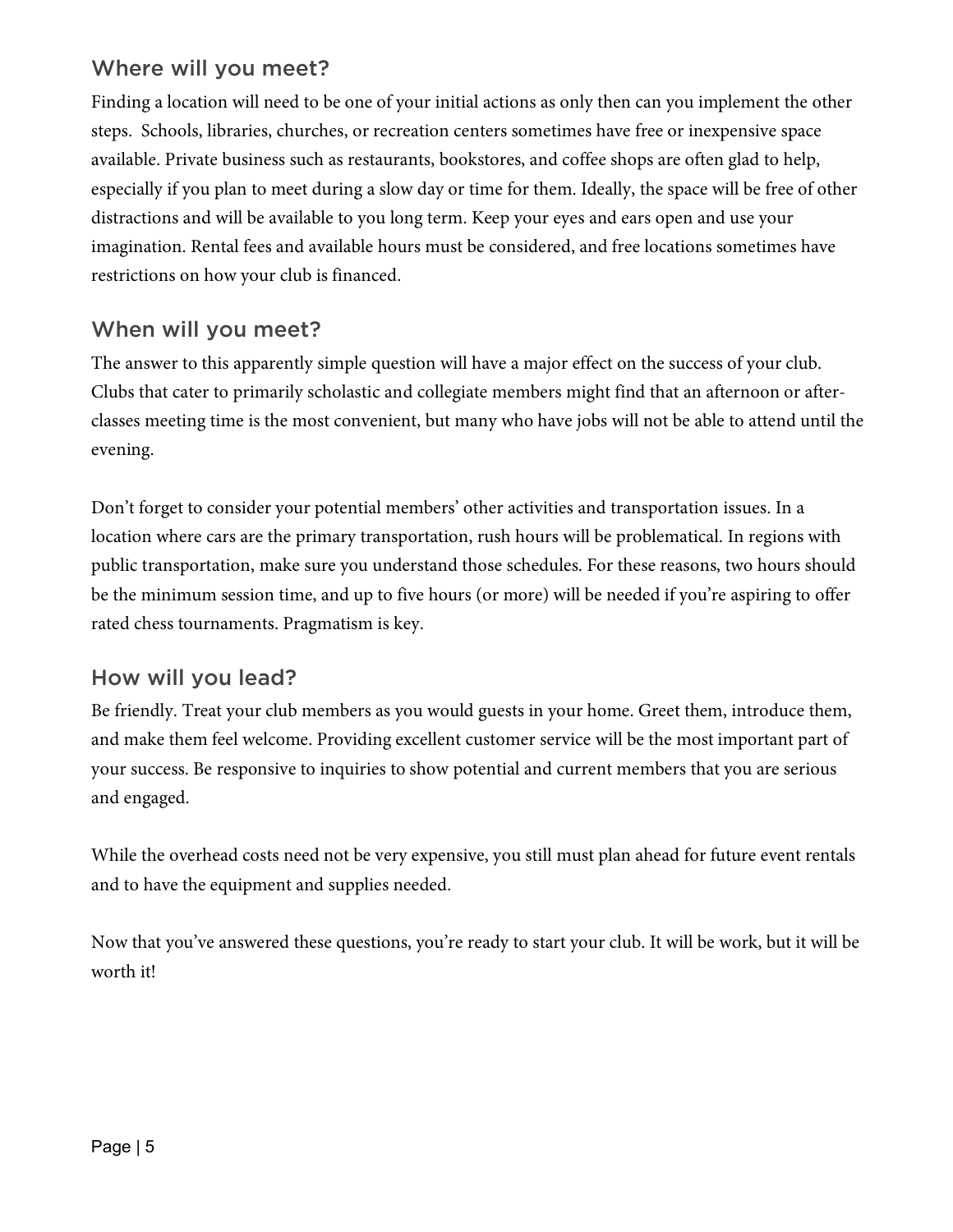## Where will you meet?

Finding a location will need to be one of your initial actions as only then can you implement the other steps.  Schools, libraries, churches, or recreation centers sometimes have free or inexpensive space available. Private business such as restaurants, bookstores, and coffee shops are often glad to help, especially if you plan to meet during a slow day or time for them. Ideally, the space will be free of other distractions and will be available to you long term. Keep your eyes and ears open and use your imagination. Rental fees and available hours must be considered, and free locations sometimes have restrictions on how your club is financed.

## When will you meet?

The answer to this apparently simple question will have a major effect on the success of your club. Clubs that cater to primarily scholastic and collegiate members might find that an afternoon or after-classes meeting time is the most convenient, but many who have jobs will not be able to attend until the evening.

Don't forget to consider your potential members' other activities and transportation issues. In a location where cars are the primary transportation, rush hours will be problematical. In regions with public transportation, make sure you understand those schedules. For these reasons, two hours should be the minimum session time, and up to five hours (or more) will be needed if you're aspiring to offer rated chess tournaments. Pragmatism is key.

## How will you lead?

Be friendly. Treat your club members as you would guests in your home. Greet them, introduce them, and make them feel welcome. Providing excellent customer service will be the most important part of your success. Be responsive to inquiries to show potential and current members that you are serious and engaged.

While the overhead costs need not be very expensive, you still must plan ahead for future event rentals and to have the equipment and supplies needed.

Now that you've answered these questions, you're ready to start your club. It will be work, but it will be worth it!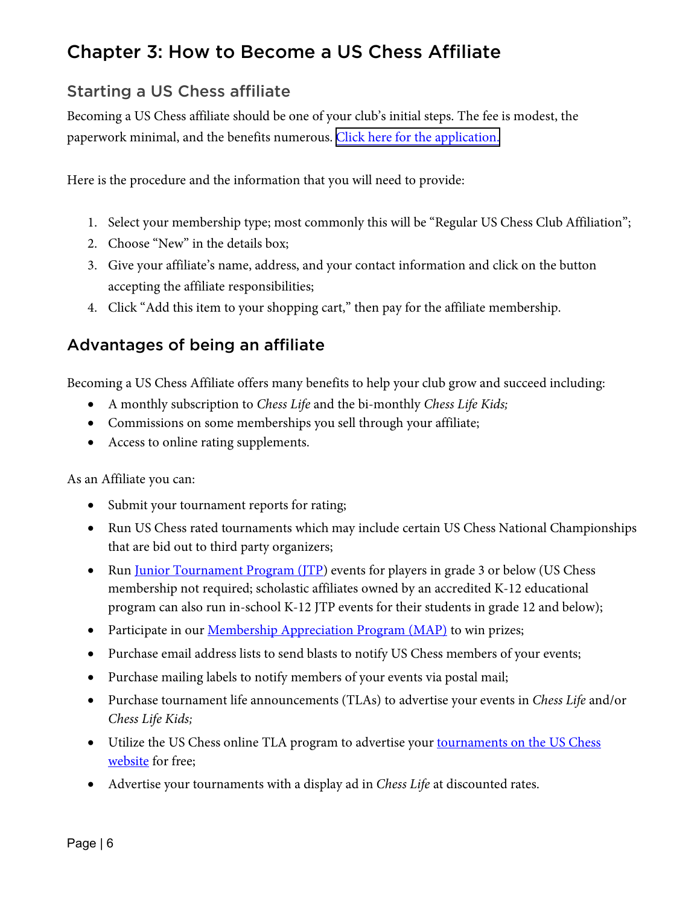# Chapter 3: How to Become a US Chess Affiliate

## Starting a US Chess affiliate

Becoming a US Chess affiliate should be one of your club's initial steps. The fee is modest, the paperwork minimal, and the benefits numerous. Click here for the application.

Here is the procedure and the information that you will need to provide:

1. Select your membership type; most commonly this will be "Regular US Chess Club Affiliation";
2. Choose "New" in the details box;
3. Give your affiliate's name, address, and your contact information and click on the button accepting the affiliate responsibilities;
4. Click "Add this item to your shopping cart," then pay for the affiliate membership.

## Advantages of being an affiliate

Becoming a US Chess Affiliate offers many benefits to help your club grow and succeed including:

- A monthly subscription to *Chess Life* and the bi-monthly *Chess Life Kids;*
- Commissions on some memberships you sell through your affiliate;
- Access to online rating supplements.

As an Affiliate you can:

- Submit your tournament reports for rating;
- Run US Chess rated tournaments which may include certain US Chess National Championships that are bid out to third party organizers;
- Run Junior Tournament Program (JTP) events for players in grade 3 or below (US Chess membership not required; scholastic affiliates owned by an accredited K-12 educational program can also run in-school K-12 JTP events for their students in grade 12 and below);
- Participate in our Membership Appreciation Program (MAP) to win prizes;
- Purchase email address lists to send blasts to notify US Chess members of your events;
- Purchase mailing labels to notify members of your events via postal mail;
- Purchase tournament life announcements (TLAs) to advertise your events in *Chess Life* and/or *Chess Life Kids;*
- Utilize the US Chess online TLA program to advertise your tournaments on the US Chess website for free;
- Advertise your tournaments with a display ad in *Chess Life* at discounted rates.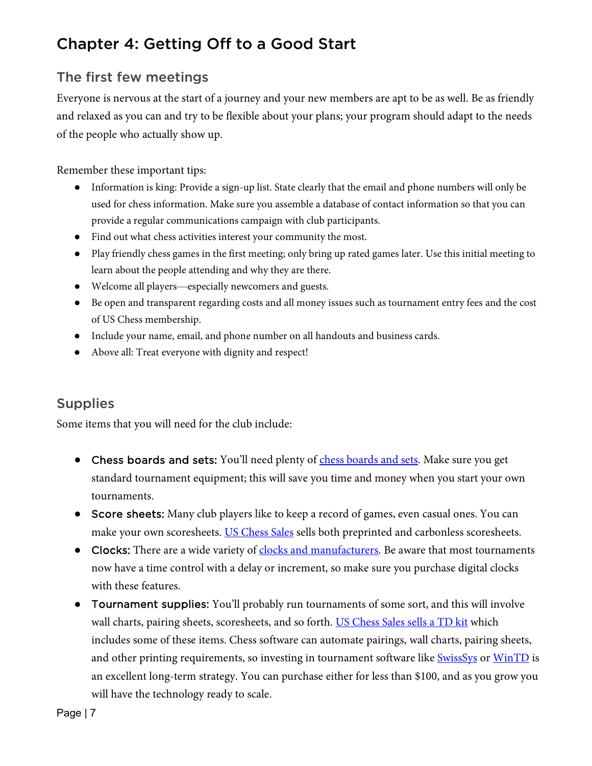# Chapter 4: Getting Off to a Good Start

## The first few meetings

Everyone is nervous at the start of a journey and your new members are apt to be as well. Be as friendly and relaxed as you can and try to be flexible about your plans; your program should adapt to the needs of the people who actually show up.

Remember these important tips:

- Information is king: Provide a sign-up list. State clearly that the email and phone numbers will only be used for chess information. Make sure you assemble a database of contact information so that you can provide a regular communications campaign with club participants.
- Find out what chess activities interest your community the most.
- Play friendly chess games in the first meeting; only bring up rated games later. Use this initial meeting to learn about the people attending and why they are there.
- Welcome all players—especially newcomers and guests.
- Be open and transparent regarding costs and all money issues such as tournament entry fees and the cost of US Chess membership.
- Include your name, email, and phone number on all handouts and business cards.
- Above all: Treat everyone with dignity and respect!

## Supplies

Some items that you will need for the club include:

- **Chess boards and sets:** You'll need plenty of chess boards and sets. Make sure you get standard tournament equipment; this will save you time and money when you start your own tournaments.
- **Score sheets:** Many club players like to keep a record of games, even casual ones. You can make your own scoresheets. US Chess Sales sells both preprinted and carbonless scoresheets.
- **Clocks:** There are a wide variety of clocks and manufacturers. Be aware that most tournaments now have a time control with a delay or increment, so make sure you purchase digital clocks with these features.
- **Tournament supplies:** You'll probably run tournaments of some sort, and this will involve wall charts, pairing sheets, scoresheets, and so forth. US Chess Sales sells a TD kit which includes some of these items. Chess software can automate pairings, wall charts, pairing sheets, and other printing requirements, so investing in tournament software like SwissSys or WinTD is an excellent long-term strategy. You can purchase either for less than $100, and as you grow you will have the technology ready to scale.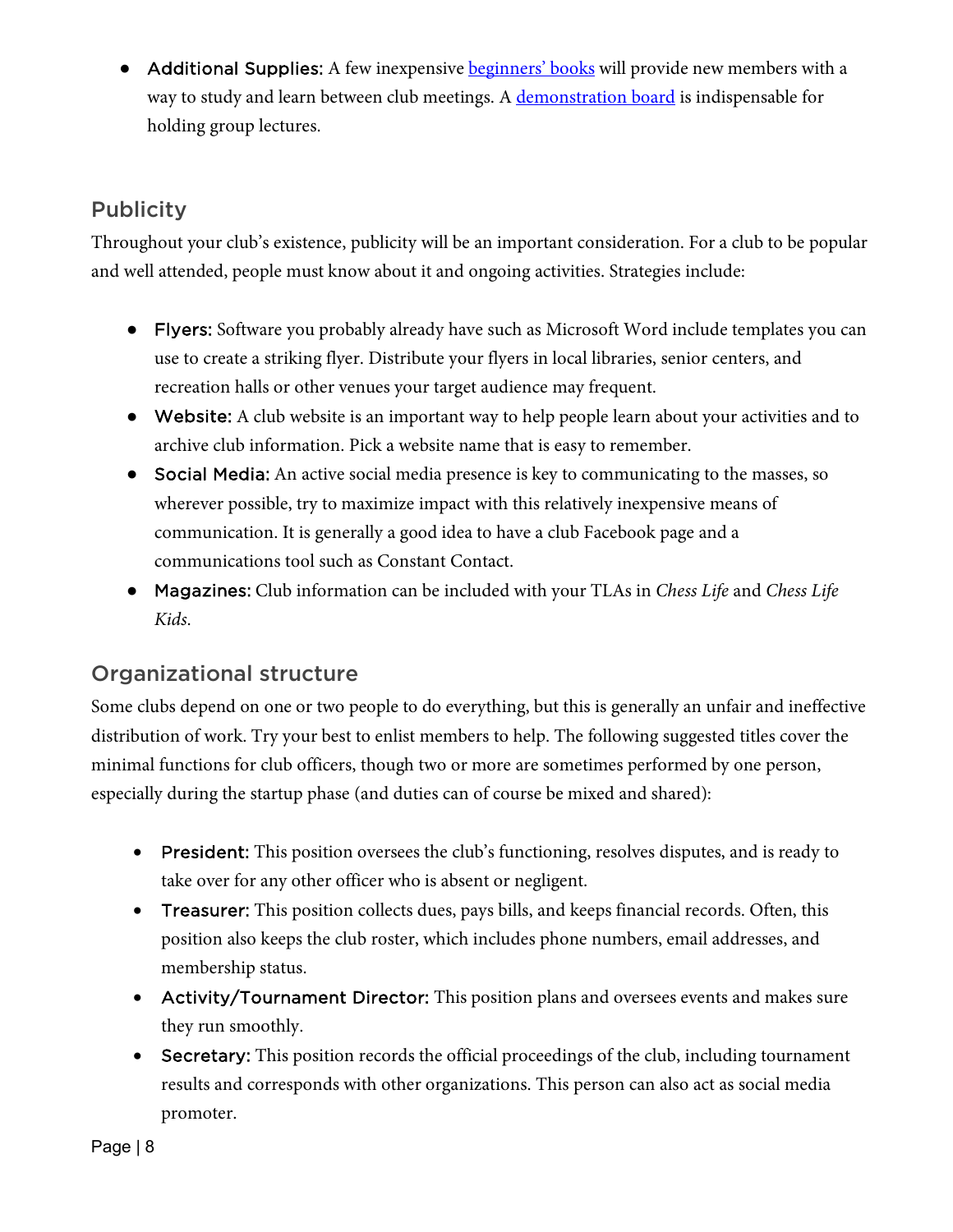- **Additional Supplies:** A few inexpensive beginners' books will provide new members with a way to study and learn between club meetings. A demonstration board is indispensable for holding group lectures.

## Publicity

Throughout your club's existence, publicity will be an important consideration. For a club to be popular and well attended, people must know about it and ongoing activities. Strategies include:

- **Flyers:** Software you probably already have such as Microsoft Word include templates you can use to create a striking flyer. Distribute your flyers in local libraries, senior centers, and recreation halls or other venues your target audience may frequent.
- **Website:** A club website is an important way to help people learn about your activities and to archive club information. Pick a website name that is easy to remember.
- **Social Media:** An active social media presence is key to communicating to the masses, so wherever possible, try to maximize impact with this relatively inexpensive means of communication. It is generally a good idea to have a club Facebook page and a communications tool such as Constant Contact.
- **Magazines:** Club information can be included with your TLAs in *Chess Life* and *Chess Life Kids*.

## Organizational structure

Some clubs depend on one or two people to do everything, but this is generally an unfair and ineffective distribution of work. Try your best to enlist members to help. The following suggested titles cover the minimal functions for club officers, though two or more are sometimes performed by one person, especially during the startup phase (and duties can of course be mixed and shared):

- **President:** This position oversees the club's functioning, resolves disputes, and is ready to take over for any other officer who is absent or negligent.
- **Treasurer:** This position collects dues, pays bills, and keeps financial records. Often, this position also keeps the club roster, which includes phone numbers, email addresses, and membership status.
- **Activity/Tournament Director:** This position plans and oversees events and makes sure they run smoothly.
- **Secretary:** This position records the official proceedings of the club, including tournament results and corresponds with other organizations. This person can also act as social media promoter.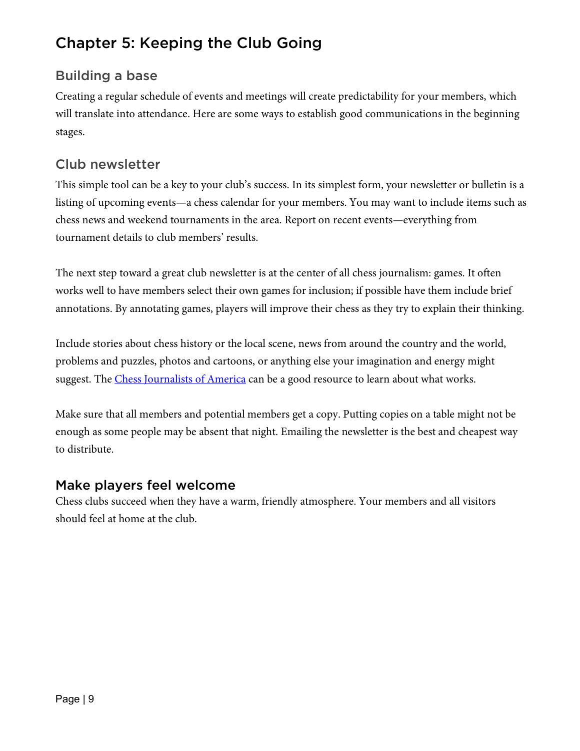# Chapter 5: Keeping the Club Going

## Building a base

Creating a regular schedule of events and meetings will create predictability for your members, which will translate into attendance. Here are some ways to establish good communications in the beginning stages.

## Club newsletter

This simple tool can be a key to your club's success. In its simplest form, your newsletter or bulletin is a listing of upcoming events—a chess calendar for your members. You may want to include items such as chess news and weekend tournaments in the area. Report on recent events—everything from tournament details to club members' results.

The next step toward a great club newsletter is at the center of all chess journalism: games. It often works well to have members select their own games for inclusion; if possible have them include brief annotations. By annotating games, players will improve their chess as they try to explain their thinking.

Include stories about chess history or the local scene, news from around the country and the world, problems and puzzles, photos and cartoons, or anything else your imagination and energy might suggest. The Chess Journalists of America can be a good resource to learn about what works.

Make sure that all members and potential members get a copy. Putting copies on a table might not be enough as some people may be absent that night. Emailing the newsletter is the best and cheapest way to distribute.

## Make players feel welcome

Chess clubs succeed when they have a warm, friendly atmosphere. Your members and all visitors should feel at home at the club.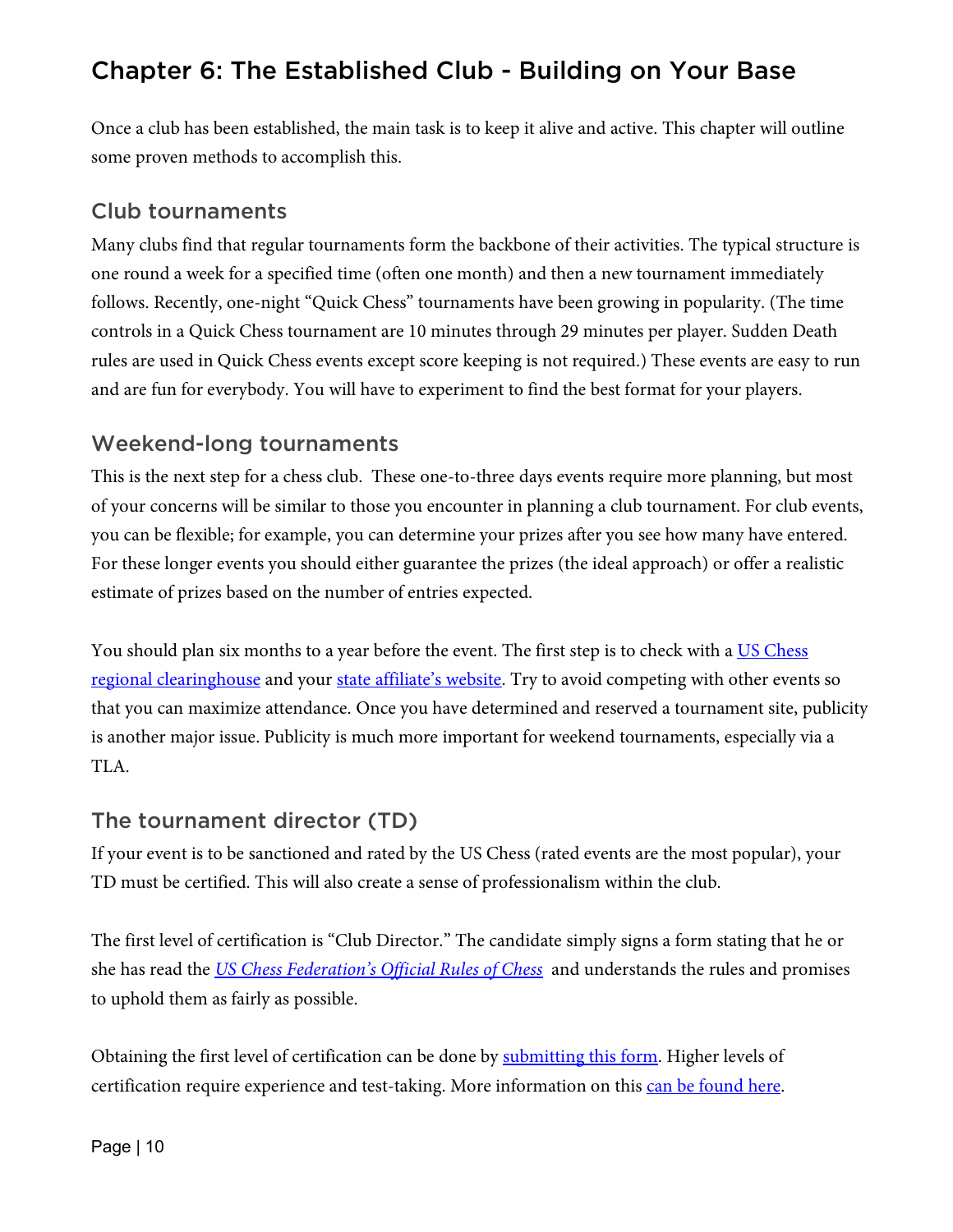# Chapter 6: The Established Club - Building on Your Base

Once a club has been established, the main task is to keep it alive and active. This chapter will outline some proven methods to accomplish this.

## Club tournaments

Many clubs find that regular tournaments form the backbone of their activities. The typical structure is one round a week for a specified time (often one month) and then a new tournament immediately follows. Recently, one-night “Quick Chess” tournaments have been growing in popularity. (The time controls in a Quick Chess tournament are 10 minutes through 29 minutes per player. Sudden Death rules are used in Quick Chess events except score keeping is not required.) These events are easy to run and are fun for everybody. You will have to experiment to find the best format for your players.

## Weekend-long tournaments

This is the next step for a chess club. These one-to-three days events require more planning, but most of your concerns will be similar to those you encounter in planning a club tournament. For club events, you can be flexible; for example, you can determine your prizes after you see how many have entered. For these longer events you should either guarantee the prizes (the ideal approach) or offer a realistic estimate of prizes based on the number of entries expected.

You should plan six months to a year before the event. The first step is to check with a US Chess regional clearinghouse and your state affiliate’s website. Try to avoid competing with other events so that you can maximize attendance. Once you have determined and reserved a tournament site, publicity is another major issue. Publicity is much more important for weekend tournaments, especially via a TLA.

## The tournament director (TD)

If your event is to be sanctioned and rated by the US Chess (rated events are the most popular), your TD must be certified. This will also create a sense of professionalism within the club.

The first level of certification is “Club Director.” The candidate simply signs a form stating that he or she has read the *US Chess Federation’s Official Rules of Chess* and understands the rules and promises to uphold them as fairly as possible.

Obtaining the first level of certification can be done by submitting this form. Higher levels of certification require experience and test-taking. More information on this can be found here.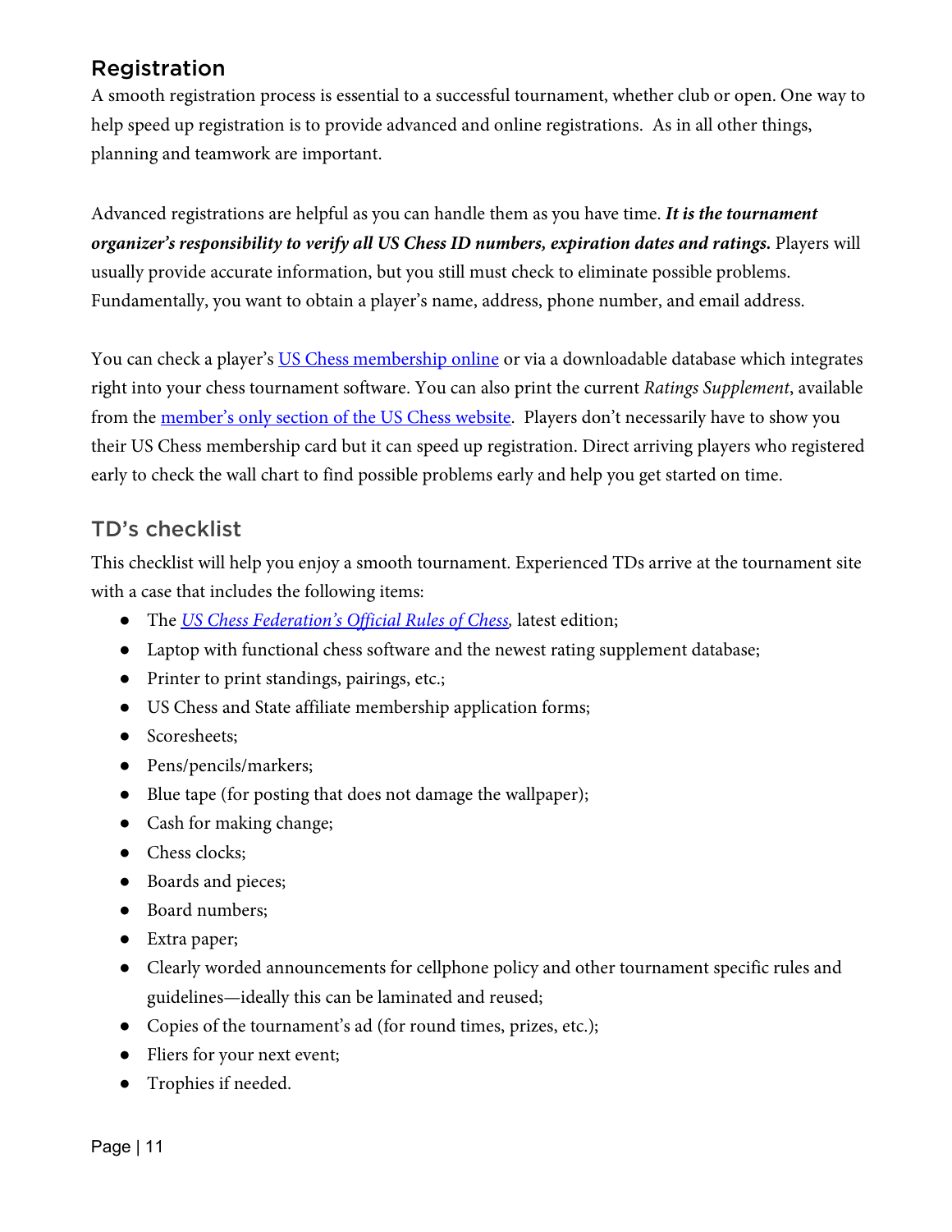## Registration

A smooth registration process is essential to a successful tournament, whether club or open. One way to help speed up registration is to provide advanced and online registrations. As in all other things, planning and teamwork are important.

Advanced registrations are helpful as you can handle them as you have time. ***It is the tournament organizer's responsibility to verify all US Chess ID numbers, expiration dates and ratings.*** Players will usually provide accurate information, but you still must check to eliminate possible problems. Fundamentally, you want to obtain a player's name, address, phone number, and email address.

You can check a player's US Chess membership online or via a downloadable database which integrates right into your chess tournament software. You can also print the current *Ratings Supplement*, available from the member's only section of the US Chess website. Players don't necessarily have to show you their US Chess membership card but it can speed up registration. Direct arriving players who registered early to check the wall chart to find possible problems early and help you get started on time.

### TD's checklist

This checklist will help you enjoy a smooth tournament. Experienced TDs arrive at the tournament site with a case that includes the following items:

- The *US Chess Federation's Official Rules of Chess*, latest edition;
- Laptop with functional chess software and the newest rating supplement database;
- Printer to print standings, pairings, etc.;
- US Chess and State affiliate membership application forms;
- Scoresheets;
- Pens/pencils/markers;
- Blue tape (for posting that does not damage the wallpaper);
- Cash for making change;
- Chess clocks;
- Boards and pieces;
- Board numbers;
- Extra paper;
- Clearly worded announcements for cellphone policy and other tournament specific rules and guidelines—ideally this can be laminated and reused;
- Copies of the tournament's ad (for round times, prizes, etc.);
- Fliers for your next event;
- Trophies if needed.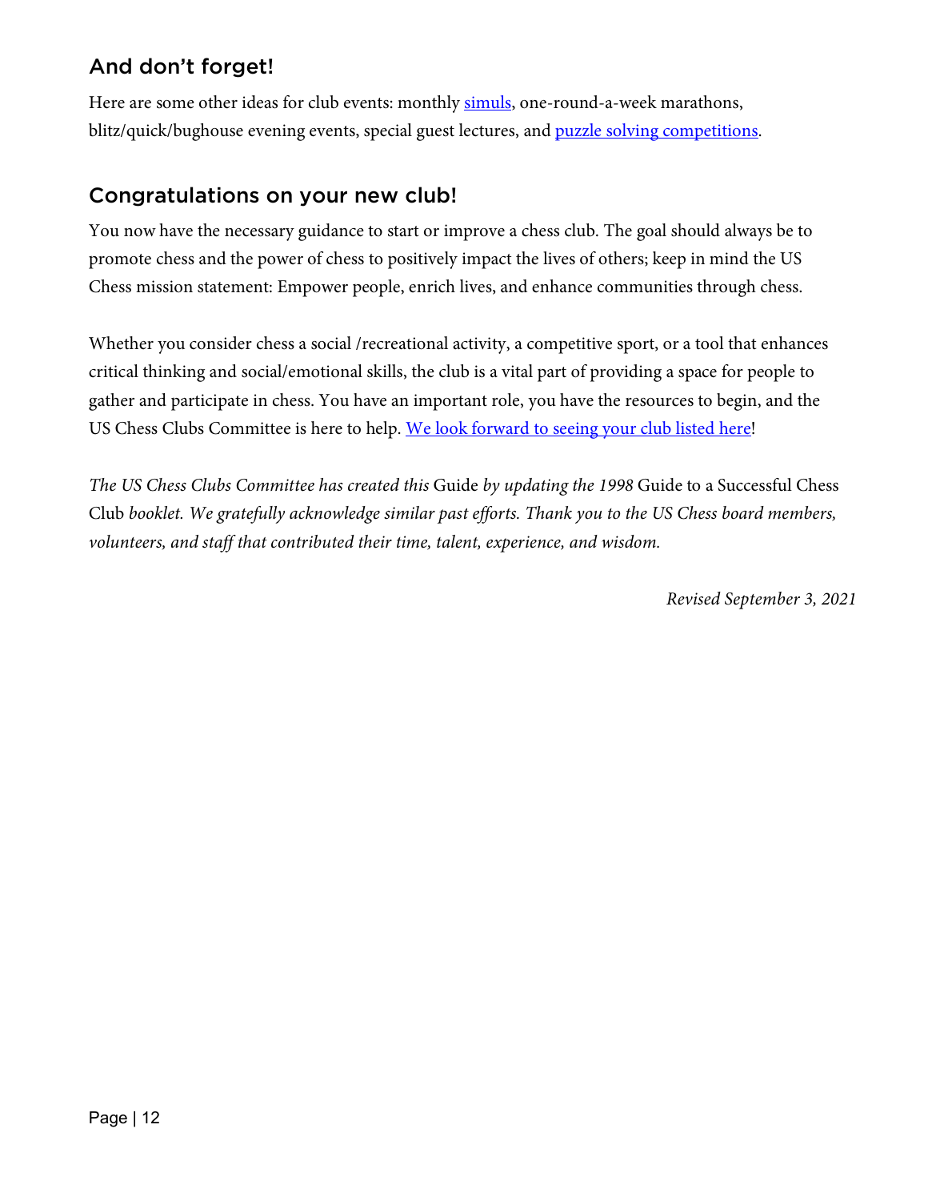## And don't forget!

Here are some other ideas for club events: monthly simuls, one-round-a-week marathons, blitz/quick/bughouse evening events, special guest lectures, and puzzle solving competitions.

## Congratulations on your new club!

You now have the necessary guidance to start or improve a chess club. The goal should always be to promote chess and the power of chess to positively impact the lives of others; keep in mind the US Chess mission statement: Empower people, enrich lives, and enhance communities through chess.

Whether you consider chess a social /recreational activity, a competitive sport, or a tool that enhances critical thinking and social/emotional skills, the club is a vital part of providing a space for people to gather and participate in chess. You have an important role, you have the resources to begin, and the US Chess Clubs Committee is here to help. We look forward to seeing your club listed here!

*The US Chess Clubs Committee has created this* Guide *by updating the 1998* Guide to a Successful Chess Club *booklet. We gratefully acknowledge similar past efforts. Thank you to the US Chess board members, volunteers, and staff that contributed their time, talent, experience, and wisdom.*

*Revised September 3, 2021*